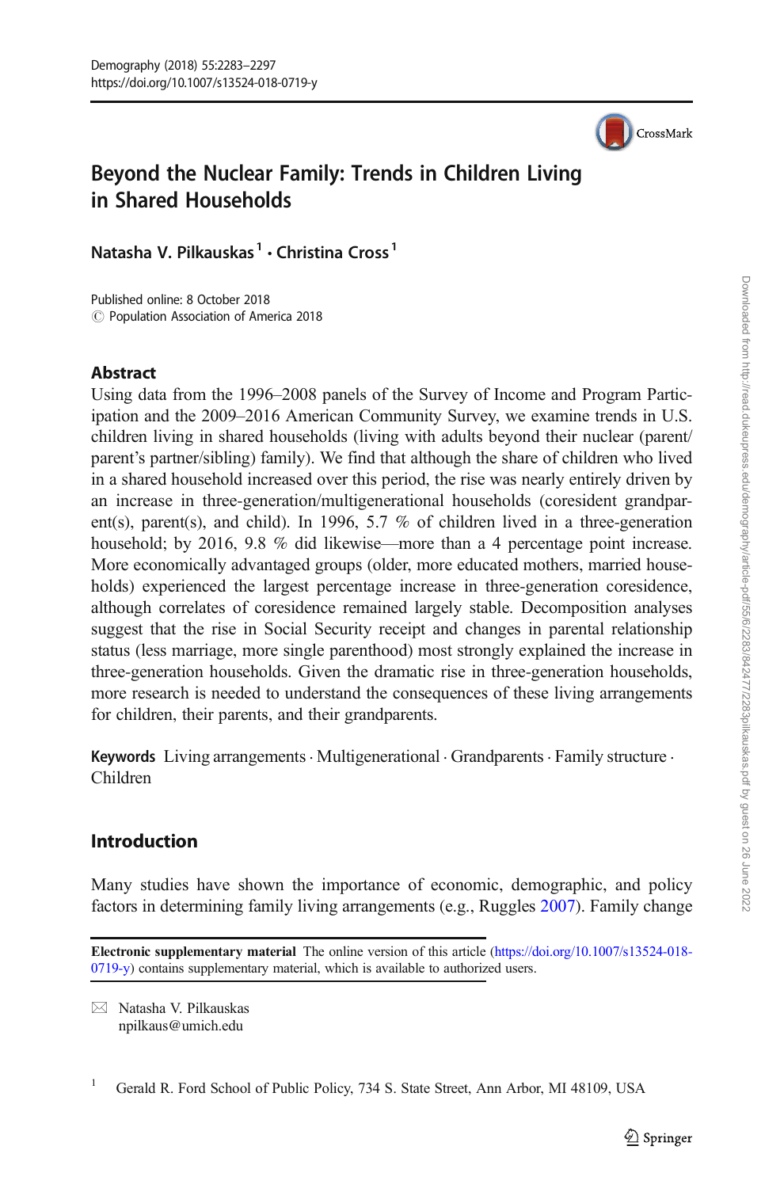# Beyond the Nuclear Family: Trends in Children Living in Shared Households

**Natasha V. Pilkauskas**[1] **· Christina Cross**[1]

Published online: 8 October 2018
© Population Association of America 2018

## Abstract

Using data from the 1996–2008 panels of the Survey of Income and Program Participation and the 2009–2016 American Community Survey, we examine trends in U.S. children living in shared households (living with adults beyond their nuclear (parent/parent's partner/sibling) family). We find that although the share of children who lived in a shared household increased over this period, the rise was nearly entirely driven by an increase in three-generation/multigenerational households (coresident grandparent(s), parent(s), and child). In 1996, 5.7 % of children lived in a three-generation household; by 2016, 9.8 % did likewise—more than a 4 percentage point increase. More economically advantaged groups (older, more educated mothers, married households) experienced the largest percentage increase in three-generation coresidence, although correlates of coresidence remained largely stable. Decomposition analyses suggest that the rise in Social Security receipt and changes in parental relationship status (less marriage, more single parenthood) most strongly explained the increase in three-generation households. Given the dramatic rise in three-generation households, more research is needed to understand the consequences of these living arrangements for children, their parents, and their grandparents.

**Keywords** Living arrangements · Multigenerational · Grandparents · Family structure · Children

## Introduction

Many studies have shown the importance of economic, demographic, and policy factors in determining family living arrangements (e.g., Ruggles 2007). Family change

---

**Electronic supplementary material** The online version of this article (https://doi.org/10.1007/s13524-018-0719-y) contains supplementary material, which is available to authorized users.

✉ Natasha V. Pilkauskas
npilkaus@umich.edu

[1] Gerald R. Ford School of Public Policy, 734 S. State Street, Ann Arbor, MI 48109, USA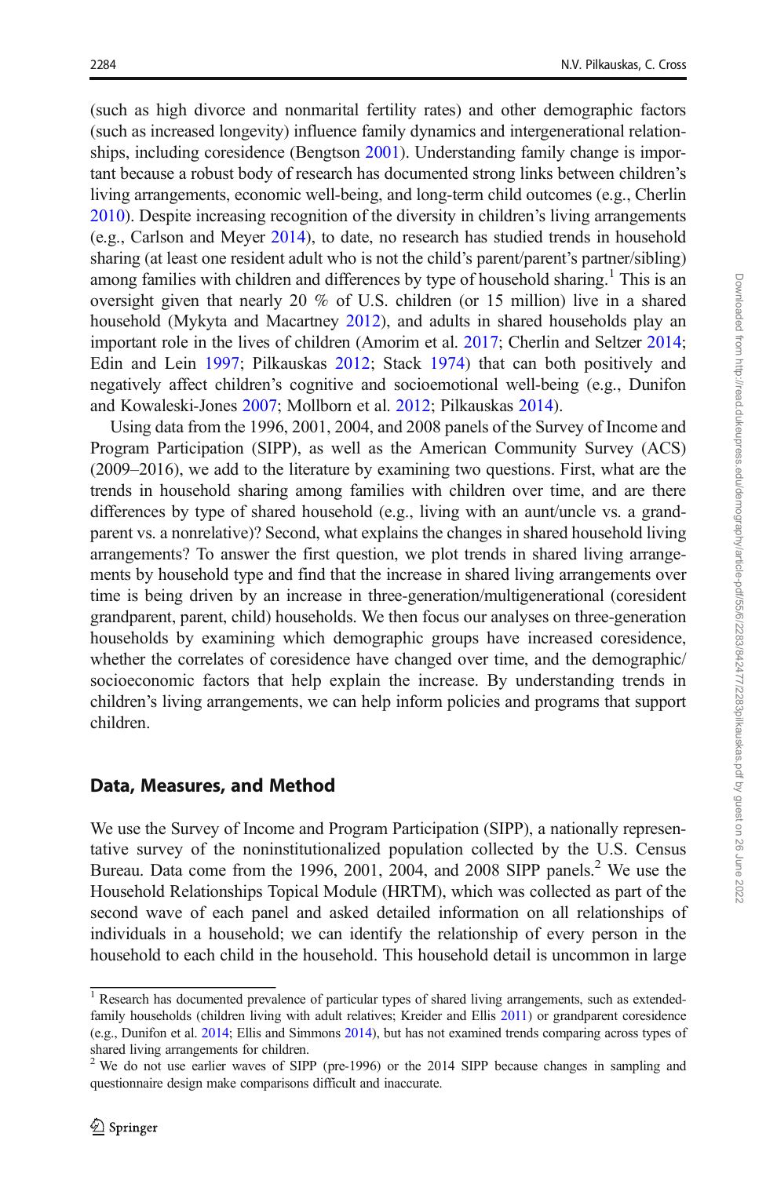(such as high divorce and nonmarital fertility rates) and other demographic factors (such as increased longevity) influence family dynamics and intergenerational relationships, including coresidence (Bengtson 2001). Understanding family change is important because a robust body of research has documented strong links between children's living arrangements, economic well-being, and long-term child outcomes (e.g., Cherlin 2010). Despite increasing recognition of the diversity in children's living arrangements (e.g., Carlson and Meyer 2014), to date, no research has studied trends in household sharing (at least one resident adult who is not the child's parent/parent's partner/sibling) among families with children and differences by type of household sharing.[1] This is an oversight given that nearly 20 % of U.S. children (or 15 million) live in a shared household (Mykyta and Macartney 2012), and adults in shared households play an important role in the lives of children (Amorim et al. 2017; Cherlin and Seltzer 2014; Edin and Lein 1997; Pilkauskas 2012; Stack 1974) that can both positively and negatively affect children's cognitive and socioemotional well-being (e.g., Dunifon and Kowaleski-Jones 2007; Mollborn et al. 2012; Pilkauskas 2014).

Using data from the 1996, 2001, 2004, and 2008 panels of the Survey of Income and Program Participation (SIPP), as well as the American Community Survey (ACS) (2009–2016), we add to the literature by examining two questions. First, what are the trends in household sharing among families with children over time, and are there differences by type of shared household (e.g., living with an aunt/uncle vs. a grandparent vs. a nonrelative)? Second, what explains the changes in shared household living arrangements? To answer the first question, we plot trends in shared living arrangements by household type and find that the increase in shared living arrangements over time is being driven by an increase in three-generation/multigenerational (coresident grandparent, parent, child) households. We then focus our analyses on three-generation households by examining which demographic groups have increased coresidence, whether the correlates of coresidence have changed over time, and the demographic/socioeconomic factors that help explain the increase. By understanding trends in children's living arrangements, we can help inform policies and programs that support children.

## Data, Measures, and Method

We use the Survey of Income and Program Participation (SIPP), a nationally representative survey of the noninstitutionalized population collected by the U.S. Census Bureau. Data come from the 1996, 2001, 2004, and 2008 SIPP panels.[2] We use the Household Relationships Topical Module (HRTM), which was collected as part of the second wave of each panel and asked detailed information on all relationships of individuals in a household; we can identify the relationship of every person in the household to each child in the household. This household detail is uncommon in large

---

[1] Research has documented prevalence of particular types of shared living arrangements, such as extended-family households (children living with adult relatives; Kreider and Ellis 2011) or grandparent coresidence (e.g., Dunifon et al. 2014; Ellis and Simmons 2014), but has not examined trends comparing across types of shared living arrangements for children.

[2] We do not use earlier waves of SIPP (pre-1996) or the 2014 SIPP because changes in sampling and questionnaire design make comparisons difficult and inaccurate.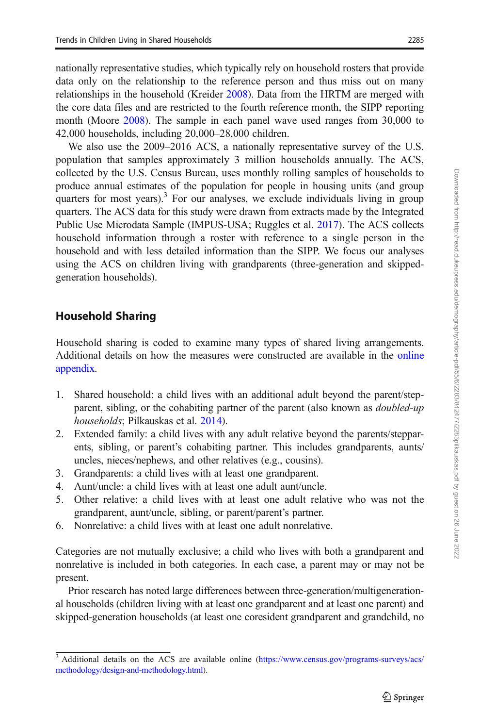nationally representative studies, which typically rely on household rosters that provide data only on the relationship to the reference person and thus miss out on many relationships in the household (Kreider 2008). Data from the HRTM are merged with the core data files and are restricted to the fourth reference month, the SIPP reporting month (Moore 2008). The sample in each panel wave used ranges from 30,000 to 42,000 households, including 20,000–28,000 children.

We also use the 2009–2016 ACS, a nationally representative survey of the U.S. population that samples approximately 3 million households annually. The ACS, collected by the U.S. Census Bureau, uses monthly rolling samples of households to produce annual estimates of the population for people in housing units (and group quarters for most years).[3] For our analyses, we exclude individuals living in group quarters. The ACS data for this study were drawn from extracts made by the Integrated Public Use Microdata Sample (IMPUS-USA; Ruggles et al. 2017). The ACS collects household information through a roster with reference to a single person in the household and with less detailed information than the SIPP. We focus our analyses using the ACS on children living with grandparents (three-generation and skipped-generation households).

## Household Sharing

Household sharing is coded to examine many types of shared living arrangements. Additional details on how the measures were constructed are available in the online appendix.

1. Shared household: a child lives with an additional adult beyond the parent/step-parent, sibling, or the cohabiting partner of the parent (also known as *doubled-up households*; Pilkauskas et al. 2014).
2. Extended family: a child lives with any adult relative beyond the parents/stepparents, sibling, or parent's cohabiting partner. This includes grandparents, aunts/uncles, nieces/nephews, and other relatives (e.g., cousins).
3. Grandparents: a child lives with at least one grandparent.
4. Aunt/uncle: a child lives with at least one adult aunt/uncle.
5. Other relative: a child lives with at least one adult relative who was not the grandparent, aunt/uncle, sibling, or parent/parent's partner.
6. Nonrelative: a child lives with at least one adult nonrelative.

Categories are not mutually exclusive; a child who lives with both a grandparent and nonrelative is included in both categories. In each case, a parent may or may not be present.

Prior research has noted large differences between three-generation/multigenerational households (children living with at least one grandparent and at least one parent) and skipped-generation households (at least one coresident grandparent and grandchild, no

---

[3] Additional details on the ACS are available online (https://www.census.gov/programs-surveys/acs/methodology/design-and-methodology.html).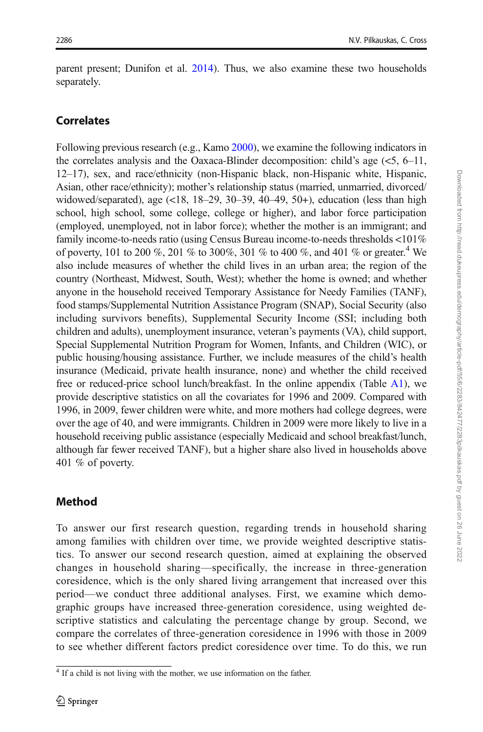parent present; Dunifon et al. 2014). Thus, we also examine these two households separately.

## Correlates

Following previous research (e.g., Kamo 2000), we examine the following indicators in the correlates analysis and the Oaxaca-Blinder decomposition: child's age (<5, 6–11, 12–17), sex, and race/ethnicity (non-Hispanic black, non-Hispanic white, Hispanic, Asian, other race/ethnicity); mother's relationship status (married, unmarried, divorced/widowed/separated), age (<18, 18–29, 30–39, 40–49, 50+), education (less than high school, high school, some college, college or higher), and labor force participation (employed, unemployed, not in labor force); whether the mother is an immigrant; and family income-to-needs ratio (using Census Bureau income-to-needs thresholds <101% of poverty, 101 to 200 %, 201 % to 300%, 301 % to 400 %, and 401 % or greater.[4] We also include measures of whether the child lives in an urban area; the region of the country (Northeast, Midwest, South, West); whether the home is owned; and whether anyone in the household received Temporary Assistance for Needy Families (TANF), food stamps/Supplemental Nutrition Assistance Program (SNAP), Social Security (also including survivors benefits), Supplemental Security Income (SSI; including both children and adults), unemployment insurance, veteran's payments (VA), child support, Special Supplemental Nutrition Program for Women, Infants, and Children (WIC), or public housing/housing assistance. Further, we include measures of the child's health insurance (Medicaid, private health insurance, none) and whether the child received free or reduced-price school lunch/breakfast. In the online appendix (Table A1), we provide descriptive statistics on all the covariates for 1996 and 2009. Compared with 1996, in 2009, fewer children were white, and more mothers had college degrees, were over the age of 40, and were immigrants. Children in 2009 were more likely to live in a household receiving public assistance (especially Medicaid and school breakfast/lunch, although far fewer received TANF), but a higher share also lived in households above 401 % of poverty.

## Method

To answer our first research question, regarding trends in household sharing among families with children over time, we provide weighted descriptive statistics. To answer our second research question, aimed at explaining the observed changes in household sharing—specifically, the increase in three-generation coresidence, which is the only shared living arrangement that increased over this period—we conduct three additional analyses. First, we examine which demographic groups have increased three-generation coresidence, using weighted descriptive statistics and calculating the percentage change by group. Second, we compare the correlates of three-generation coresidence in 1996 with those in 2009 to see whether different factors predict coresidence over time. To do this, we run

[4] If a child is not living with the mother, we use information on the father.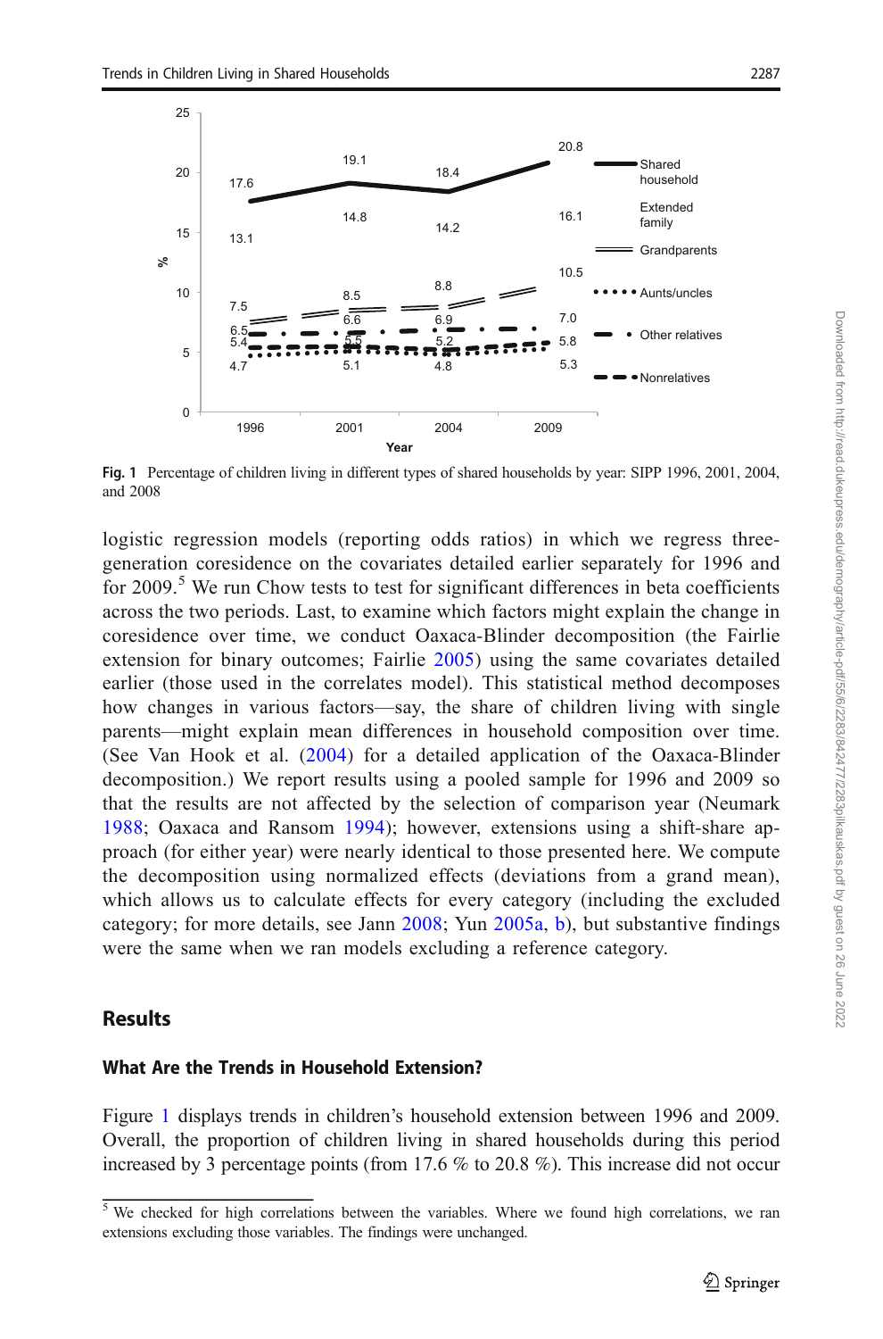25
20
15
10
5
0
%
1996
2001
2004
2009
Year
17.6
19.1
18.4
20.8
13.1
14.8
14.2
16.1
7.5
8.5
8.8
10.5
6.5
6.6
6.9
7.0
5.4
5.5
5.2
5.8
4.7
5.1
4.8
5.3
Shared household
Extended family
Grandparents
Aunts/uncles
Other relatives
Nonrelatives

**Fig. 1** Percentage of children living in different types of shared households by year: SIPP 1996, 2001, 2004, and 2008

logistic regression models (reporting odds ratios) in which we regress three-generation coresidence on the covariates detailed earlier separately for 1996 and for 2009.[5] We run Chow tests to test for significant differences in beta coefficients across the two periods. Last, to examine which factors might explain the change in coresidence over time, we conduct Oaxaca-Blinder decomposition (the Fairlie extension for binary outcomes; Fairlie 2005) using the same covariates detailed earlier (those used in the correlates model). This statistical method decomposes how changes in various factors—say, the share of children living with single parents—might explain mean differences in household composition over time. (See Van Hook et al. (2004) for a detailed application of the Oaxaca-Blinder decomposition.) We report results using a pooled sample for 1996 and 2009 so that the results are not affected by the selection of comparison year (Neumark 1988; Oaxaca and Ransom 1994); however, extensions using a shift-share approach (for either year) were nearly identical to those presented here. We compute the decomposition using normalized effects (deviations from a grand mean), which allows us to calculate effects for every category (including the excluded category; for more details, see Jann 2008; Yun 2005a, b), but substantive findings were the same when we ran models excluding a reference category.

## Results

### What Are the Trends in Household Extension?

Figure 1 displays trends in children's household extension between 1996 and 2009. Overall, the proportion of children living in shared households during this period increased by 3 percentage points (from 17.6 % to 20.8 %). This increase did not occur

[5] We checked for high correlations between the variables. Where we found high correlations, we ran extensions excluding those variables. The findings were unchanged.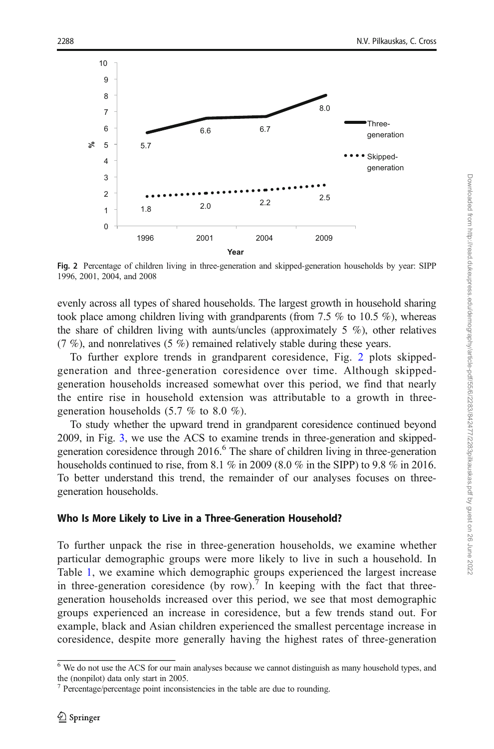Fig. 2 Percentage of children living in three-generation and skipped-generation households by year: SIPP 1996, 2001, 2004, and 2008

evenly across all types of shared households. The largest growth in household sharing took place among children living with grandparents (from 7.5 % to 10.5 %), whereas the share of children living with aunts/uncles (approximately 5 %), other relatives (7 %), and nonrelatives (5 %) remained relatively stable during these years.

To further explore trends in grandparent coresidence, Fig. 2 plots skipped-generation and three-generation coresidence over time. Although skipped-generation households increased somewhat over this period, we find that nearly the entire rise in household extension was attributable to a growth in three-generation households (5.7 % to 8.0 %).

To study whether the upward trend in grandparent coresidence continued beyond 2009, in Fig. 3, we use the ACS to examine trends in three-generation and skipped-generation coresidence through 2016.[6] The share of children living in three-generation households continued to rise, from 8.1 % in 2009 (8.0 % in the SIPP) to 9.8 % in 2016. To better understand this trend, the remainder of our analyses focuses on three-generation households.

## Who Is More Likely to Live in a Three-Generation Household?

To further unpack the rise in three-generation households, we examine whether particular demographic groups were more likely to live in such a household. In Table 1, we examine which demographic groups experienced the largest increase in three-generation coresidence (by row).[7] In keeping with the fact that three-generation households increased over this period, we see that most demographic groups experienced an increase in coresidence, but a few trends stand out. For example, black and Asian children experienced the smallest percentage increase in coresidence, despite more generally having the highest rates of three-generation

[6] We do not use the ACS for our main analyses because we cannot distinguish as many household types, and the (nonpilot) data only start in 2005.

[7] Percentage/percentage point inconsistencies in the table are due to rounding.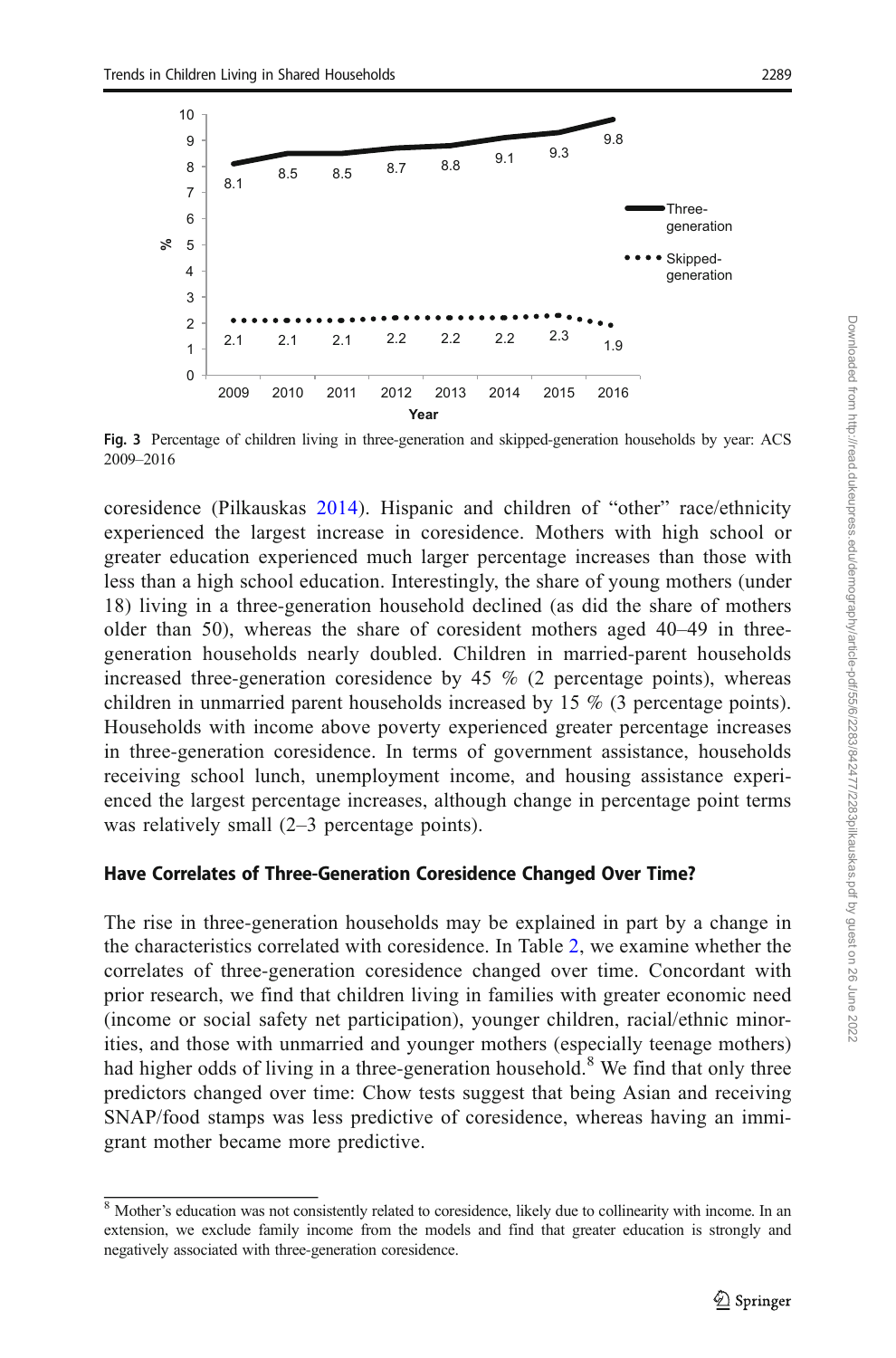10
9
8
7
6
5
4
3
2
1
0

%

8.1 8.5 8.5 8.7 8.8 9.1 9.3 9.8

2.1 2.1 2.1 2.2 2.2 2.2 2.3 1.9

2009 2010 2011 2012 2013 2014 2015 2016

Year

Three-generation

Skipped-generation

**Fig. 3** Percentage of children living in three-generation and skipped-generation households by year: ACS 2009–2016

coresidence (Pilkauskas 2014). Hispanic and children of "other" race/ethnicity experienced the largest increase in coresidence. Mothers with high school or greater education experienced much larger percentage increases than those with less than a high school education. Interestingly, the share of young mothers (under 18) living in a three-generation household declined (as did the share of mothers older than 50), whereas the share of coresident mothers aged 40–49 in three-generation households nearly doubled. Children in married-parent households increased three-generation coresidence by 45 % (2 percentage points), whereas children in unmarried parent households increased by 15 % (3 percentage points). Households with income above poverty experienced greater percentage increases in three-generation coresidence. In terms of government assistance, households receiving school lunch, unemployment income, and housing assistance experienced the largest percentage increases, although change in percentage point terms was relatively small (2–3 percentage points).

### Have Correlates of Three-Generation Coresidence Changed Over Time?

The rise in three-generation households may be explained in part by a change in the characteristics correlated with coresidence. In Table 2, we examine whether the correlates of three-generation coresidence changed over time. Concordant with prior research, we find that children living in families with greater economic need (income or social safety net participation), younger children, racial/ethnic minorities, and those with unmarried and younger mothers (especially teenage mothers) had higher odds of living in a three-generation household.[8] We find that only three predictors changed over time: Chow tests suggest that being Asian and receiving SNAP/food stamps was less predictive of coresidence, whereas having an immigrant mother became more predictive.

[8] Mother's education was not consistently related to coresidence, likely due to collinearity with income. In an extension, we exclude family income from the models and find that greater education is strongly and negatively associated with three-generation coresidence.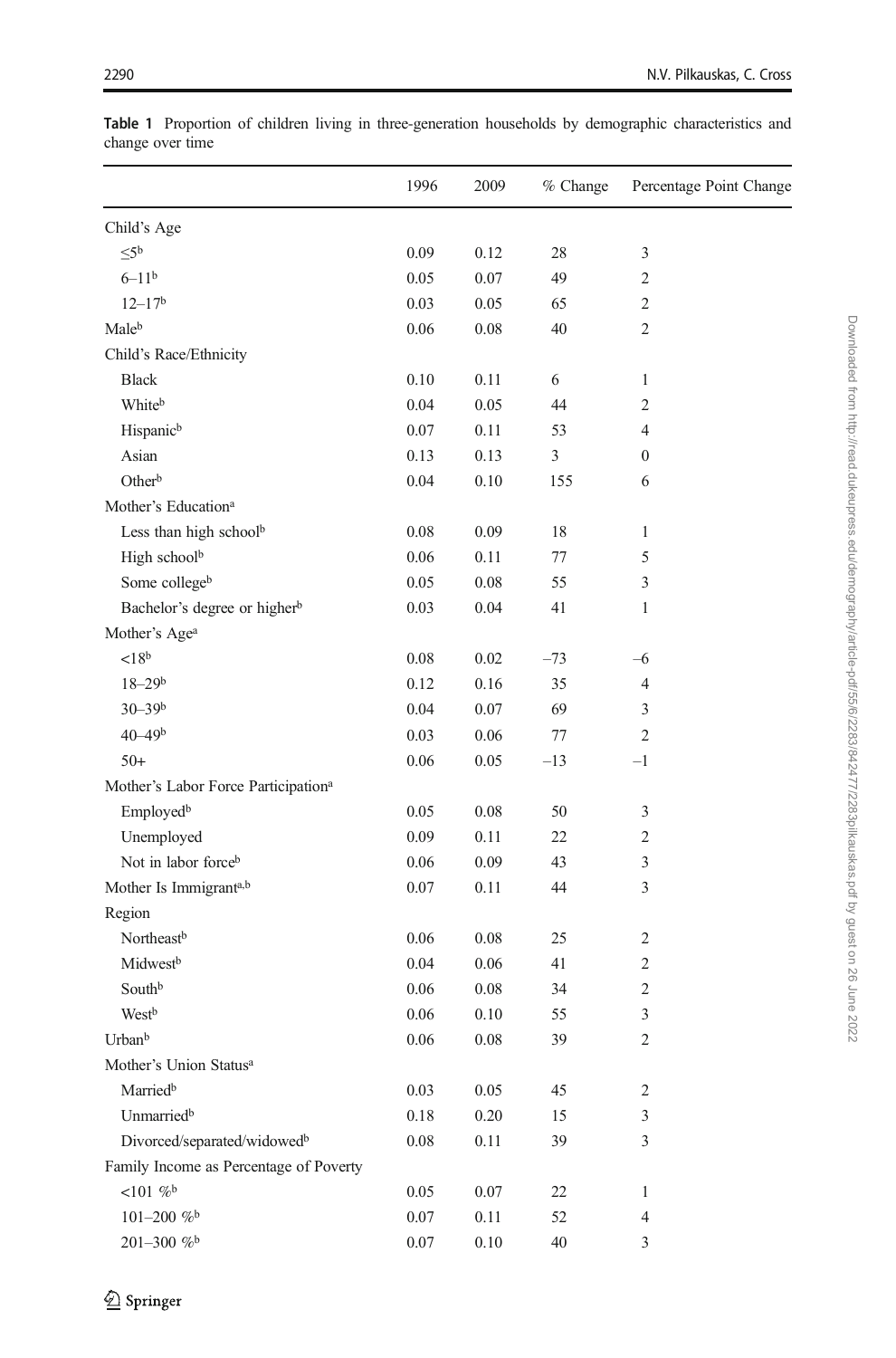**Table 1** Proportion of children living in three-generation households by demographic characteristics and change over time

| | 1996 | 2009 | % Change | Percentage Point Change |
|---|---|---|---|---|
| Child's Age | | | | |
| ≤5[b] | 0.09 | 0.12 | 28 | 3 |
| 6–11[b] | 0.05 | 0.07 | 49 | 2 |
| 12–17[b] | 0.03 | 0.05 | 65 | 2 |
| Male[b] | 0.06 | 0.08 | 40 | 2 |
| Child's Race/Ethnicity | | | | |
| Black | 0.10 | 0.11 | 6 | 1 |
| White[b] | 0.04 | 0.05 | 44 | 2 |
| Hispanic[b] | 0.07 | 0.11 | 53 | 4 |
| Asian | 0.13 | 0.13 | 3 | 0 |
| Other[b] | 0.04 | 0.10 | 155 | 6 |
| Mother's Education[a] | | | | |
| Less than high school[b] | 0.08 | 0.09 | 18 | 1 |
| High school[b] | 0.06 | 0.11 | 77 | 5 |
| Some college[b] | 0.05 | 0.08 | 55 | 3 |
| Bachelor's degree or higher[b] | 0.03 | 0.04 | 41 | 1 |
| Mother's Age[a] | | | | |
| <18[b] | 0.08 | 0.02 | −73 | −6 |
| 18–29[b] | 0.12 | 0.16 | 35 | 4 |
| 30–39[b] | 0.04 | 0.07 | 69 | 3 |
| 40–49[b] | 0.03 | 0.06 | 77 | 2 |
| 50+ | 0.06 | 0.05 | −13 | −1 |
| Mother's Labor Force Participation[a] | | | | |
| Employed[b] | 0.05 | 0.08 | 50 | 3 |
| Unemployed | 0.09 | 0.11 | 22 | 2 |
| Not in labor force[b] | 0.06 | 0.09 | 43 | 3 |
| Mother Is Immigrant[a,b] | 0.07 | 0.11 | 44 | 3 |
| Region | | | | |
| Northeast[b] | 0.06 | 0.08 | 25 | 2 |
| Midwest[b] | 0.04 | 0.06 | 41 | 2 |
| South[b] | 0.06 | 0.08 | 34 | 2 |
| West[b] | 0.06 | 0.10 | 55 | 3 |
| Urban[b] | 0.06 | 0.08 | 39 | 2 |
| Mother's Union Status[a] | | | | |
| Married[b] | 0.03 | 0.05 | 45 | 2 |
| Unmarried[b] | 0.18 | 0.20 | 15 | 3 |
| Divorced/separated/widowed[b] | 0.08 | 0.11 | 39 | 3 |
| Family Income as Percentage of Poverty | | | | |
| <101 %[b] | 0.05 | 0.07 | 22 | 1 |
| 101–200 %[b] | 0.07 | 0.11 | 52 | 4 |
| 201–300 %[b] | 0.07 | 0.10 | 40 | 3 |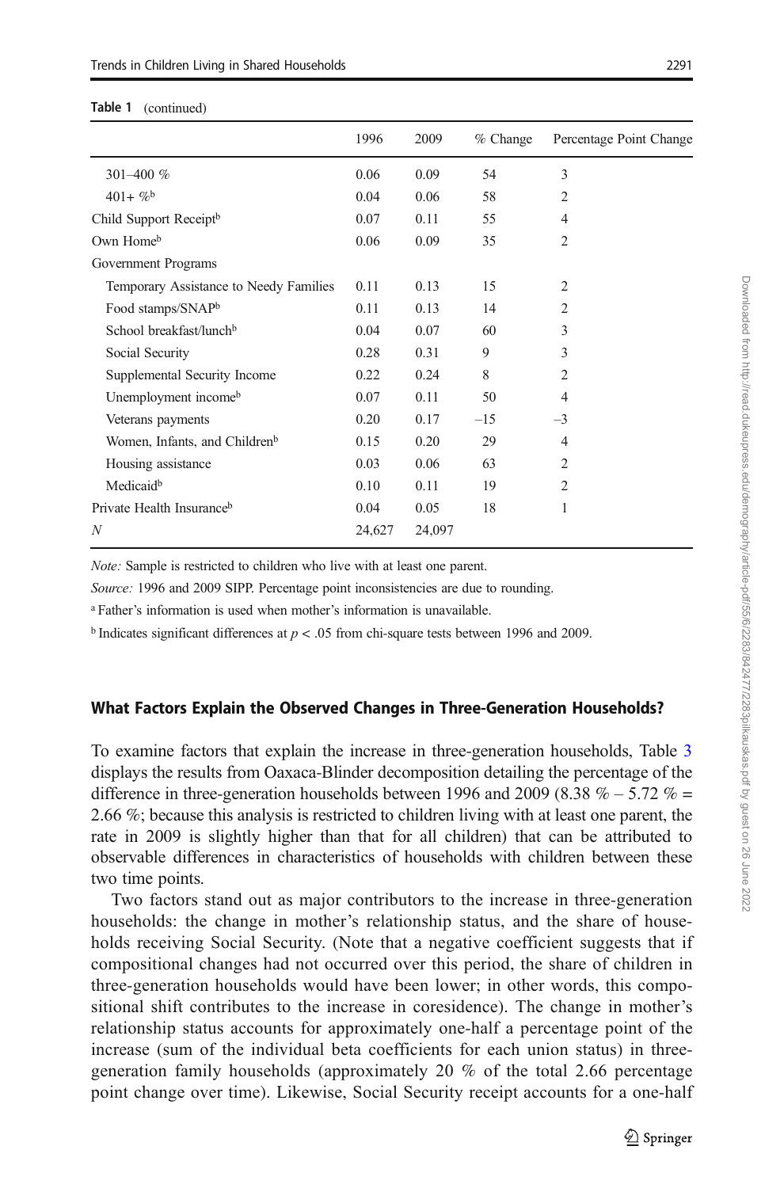**Table 1** (continued)

| | 1996 | 2009 | % Change | Percentage Point Change |
|---|---|---|---|---|
| 301–400 % | 0.06 | 0.09 | 54 | 3 |
| 401+ %[b] | 0.04 | 0.06 | 58 | 2 |
| Child Support Receipt[b] | 0.07 | 0.11 | 55 | 4 |
| Own Home[b] | 0.06 | 0.09 | 35 | 2 |
| Government Programs | | | | |
| Temporary Assistance to Needy Families | 0.11 | 0.13 | 15 | 2 |
| Food stamps/SNAP[b] | 0.11 | 0.13 | 14 | 2 |
| School breakfast/lunch[b] | 0.04 | 0.07 | 60 | 3 |
| Social Security | 0.28 | 0.31 | 9 | 3 |
| Supplemental Security Income | 0.22 | 0.24 | 8 | 2 |
| Unemployment income[b] | 0.07 | 0.11 | 50 | 4 |
| Veterans payments | 0.20 | 0.17 | −15 | −3 |
| Women, Infants, and Children[b] | 0.15 | 0.20 | 29 | 4 |
| Housing assistance | 0.03 | 0.06 | 63 | 2 |
| Medicaid[b] | 0.10 | 0.11 | 19 | 2 |
| Private Health Insurance[b] | 0.04 | 0.05 | 18 | 1 |
| *N* | 24,627 | 24,097 | | |

*Note:* Sample is restricted to children who live with at least one parent.

*Source:* 1996 and 2009 SIPP. Percentage point inconsistencies are due to rounding.

[a] Father's information is used when mother's information is unavailable.

[b] Indicates significant differences at $p < .05$ from chi-square tests between 1996 and 2009.

### What Factors Explain the Observed Changes in Three-Generation Households?

To examine factors that explain the increase in three-generation households, Table 3 displays the results from Oaxaca-Blinder decomposition detailing the percentage of the difference in three-generation households between 1996 and 2009 (8.38 % – 5.72 % = 2.66 %; because this analysis is restricted to children living with at least one parent, the rate in 2009 is slightly higher than that for all children) that can be attributed to observable differences in characteristics of households with children between these two time points.

Two factors stand out as major contributors to the increase in three-generation households: the change in mother's relationship status, and the share of households receiving Social Security. (Note that a negative coefficient suggests that if compositional changes had not occurred over this period, the share of children in three-generation households would have been lower; in other words, this compositional shift contributes to the increase in coresidence). The change in mother's relationship status accounts for approximately one-half a percentage point of the increase (sum of the individual beta coefficients for each union status) in three-generation family households (approximately 20 % of the total 2.66 percentage point change over time). Likewise, Social Security receipt accounts for a one-half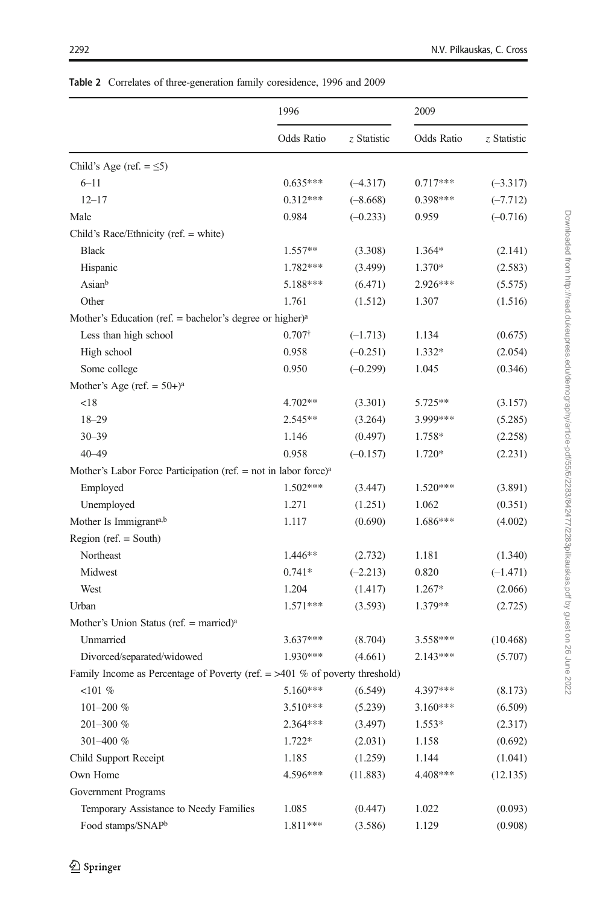**Table 2** Correlates of three-generation family coresidence, 1996 and 2009

| | 1996 | | 2009 | |
|---|---|---|---|---|
| | Odds Ratio | *z* Statistic | Odds Ratio | *z* Statistic |
| Child's Age (ref. = ≤5) | | | | |
| 6–11 | 0.635*** | (–4.317) | 0.717*** | (–3.317) |
| 12–17 | 0.312*** | (–8.668) | 0.398*** | (–7.712) |
| Male | 0.984 | (–0.233) | 0.959 | (–0.716) |
| Child's Race/Ethnicity (ref. = white) | | | | |
| Black | 1.557** | (3.308) | 1.364* | (2.141) |
| Hispanic | 1.782*** | (3.499) | 1.370* | (2.583) |
| Asian[b] | 5.188*** | (6.471) | 2.926*** | (5.575) |
| Other | 1.761 | (1.512) | 1.307 | (1.516) |
| Mother's Education (ref. = bachelor's degree or higher)[a] | | | | |
| Less than high school | 0.707[†] | (–1.713) | 1.134 | (0.675) |
| High school | 0.958 | (–0.251) | 1.332* | (2.054) |
| Some college | 0.950 | (–0.299) | 1.045 | (0.346) |
| Mother's Age (ref. = 50+)[a] | | | | |
| <18 | 4.702** | (3.301) | 5.725** | (3.157) |
| 18–29 | 2.545** | (3.264) | 3.999*** | (5.285) |
| 30–39 | 1.146 | (0.497) | 1.758* | (2.258) |
| 40–49 | 0.958 | (–0.157) | 1.720* | (2.231) |
| Mother's Labor Force Participation (ref. = not in labor force)[a] | | | | |
| Employed | 1.502*** | (3.447) | 1.520*** | (3.891) |
| Unemployed | 1.271 | (1.251) | 1.062 | (0.351) |
| Mother Is Immigrant[a,b] | 1.117 | (0.690) | 1.686*** | (4.002) |
| Region (ref. = South) | | | | |
| Northeast | 1.446** | (2.732) | 1.181 | (1.340) |
| Midwest | 0.741* | (–2.213) | 0.820 | (–1.471) |
| West | 1.204 | (1.417) | 1.267* | (2.066) |
| Urban | 1.571*** | (3.593) | 1.379** | (2.725) |
| Mother's Union Status (ref. = married)[a] | | | | |
| Unmarried | 3.637*** | (8.704) | 3.558*** | (10.468) |
| Divorced/separated/widowed | 1.930*** | (4.661) | 2.143*** | (5.707) |
| Family Income as Percentage of Poverty (ref. = >401 % of poverty threshold) | | | | |
| <101 % | 5.160*** | (6.549) | 4.397*** | (8.173) |
| 101–200 % | 3.510*** | (5.239) | 3.160*** | (6.509) |
| 201–300 % | 2.364*** | (3.497) | 1.553* | (2.317) |
| 301–400 % | 1.722* | (2.031) | 1.158 | (0.692) |
| Child Support Receipt | 1.185 | (1.259) | 1.144 | (1.041) |
| Own Home | 4.596*** | (11.883) | 4.408*** | (12.135) |
| Government Programs | | | | |
| Temporary Assistance to Needy Families | 1.085 | (0.447) | 1.022 | (0.093) |
| Food stamps/SNAP[b] | 1.811*** | (3.586) | 1.129 | (0.908) |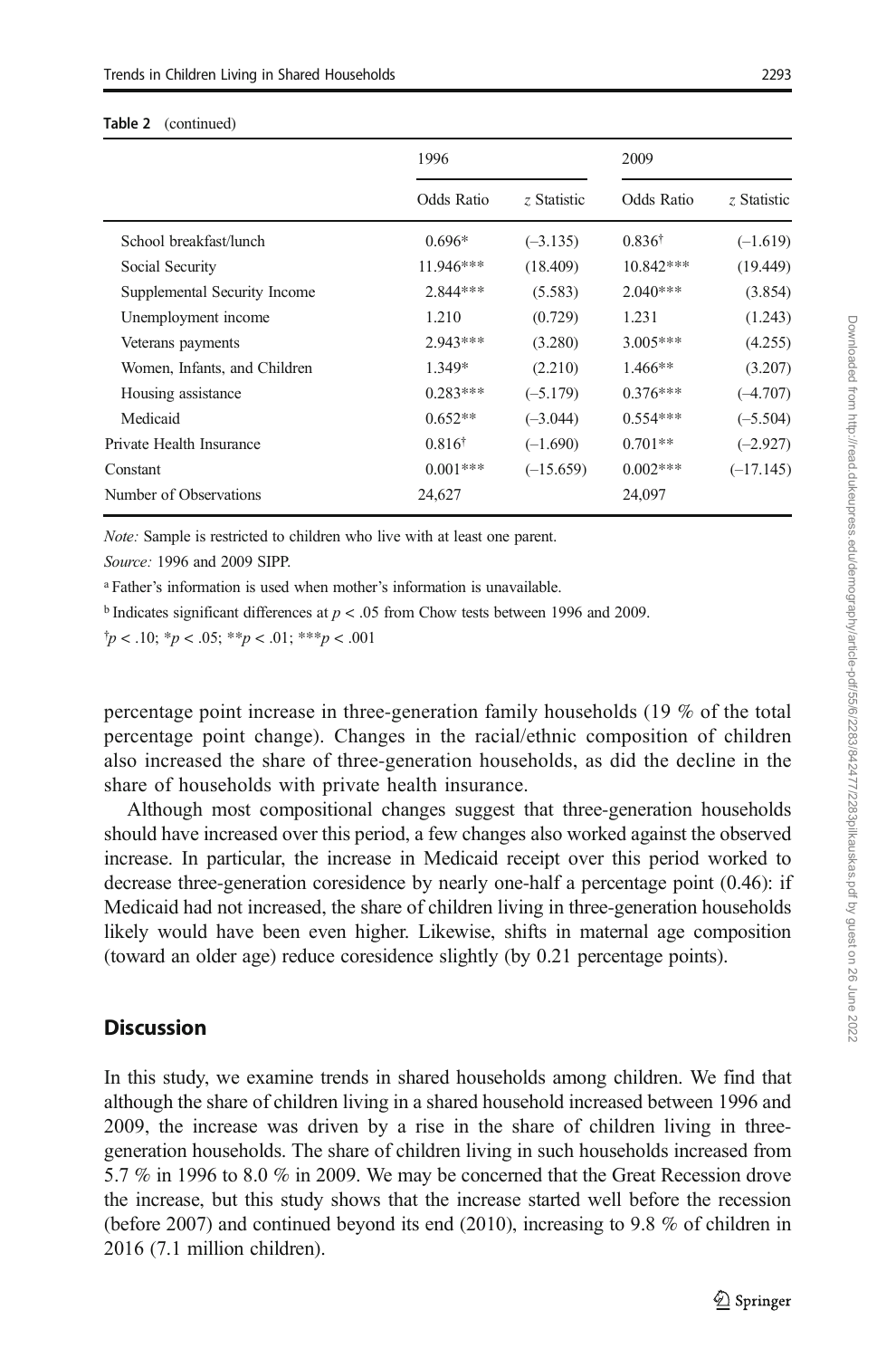**Table 2** (continued)

| | 1996 | | 2009 | |
|---|---|---|---|---|
| | Odds Ratio | *z* Statistic | Odds Ratio | *z* Statistic |
| School breakfast/lunch | 0.696* | (–3.135) | 0.836[†] | (–1.619) |
| Social Security | 11.946*** | (18.409) | 10.842*** | (19.449) |
| Supplemental Security Income | 2.844*** | (5.583) | 2.040*** | (3.854) |
| Unemployment income | 1.210 | (0.729) | 1.231 | (1.243) |
| Veterans payments | 2.943*** | (3.280) | 3.005*** | (4.255) |
| Women, Infants, and Children | 1.349* | (2.210) | 1.466** | (3.207) |
| Housing assistance | 0.283*** | (–5.179) | 0.376*** | (–4.707) |
| Medicaid | 0.652** | (–3.044) | 0.554*** | (–5.504) |
| Private Health Insurance | 0.816[†] | (–1.690) | 0.701** | (–2.927) |
| Constant | 0.001*** | (–15.659) | 0.002*** | (–17.145) |
| Number of Observations | 24,627 | | 24,097 | |

*Note:* Sample is restricted to children who live with at least one parent.

*Source:* 1996 and 2009 SIPP.

[a] Father's information is used when mother's information is unavailable.

[b] Indicates significant differences at $p < .05$ from Chow tests between 1996 and 2009.

[†]$p < .10$; \*$p < .05$; \*\*$p < .01$; \*\*\*$p < .001$

percentage point increase in three-generation family households (19 % of the total percentage point change). Changes in the racial/ethnic composition of children also increased the share of three-generation households, as did the decline in the share of households with private health insurance.

Although most compositional changes suggest that three-generation households should have increased over this period, a few changes also worked against the observed increase. In particular, the increase in Medicaid receipt over this period worked to decrease three-generation coresidence by nearly one-half a percentage point (0.46): if Medicaid had not increased, the share of children living in three-generation households likely would have been even higher. Likewise, shifts in maternal age composition (toward an older age) reduce coresidence slightly (by 0.21 percentage points).

## Discussion

In this study, we examine trends in shared households among children. We find that although the share of children living in a shared household increased between 1996 and 2009, the increase was driven by a rise in the share of children living in three-generation households. The share of children living in such households increased from 5.7 % in 1996 to 8.0 % in 2009. We may be concerned that the Great Recession drove the increase, but this study shows that the increase started well before the recession (before 2007) and continued beyond its end (2010), increasing to 9.8 % of children in 2016 (7.1 million children).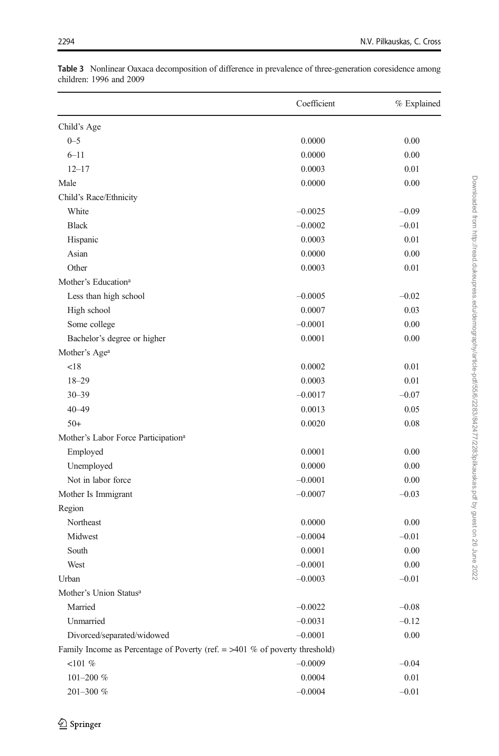**Table 3** Nonlinear Oaxaca decomposition of difference in prevalence of three-generation coresidence among children: 1996 and 2009

| | Coefficient | % Explained |
|---|---|---|
| Child's Age | | |
| 0–5 | 0.0000 | 0.00 |
| 6–11 | 0.0000 | 0.00 |
| 12–17 | 0.0003 | 0.01 |
| Male | 0.0000 | 0.00 |
| Child's Race/Ethnicity | | |
| White | –0.0025 | –0.09 |
| Black | –0.0002 | –0.01 |
| Hispanic | 0.0003 | 0.01 |
| Asian | 0.0000 | 0.00 |
| Other | 0.0003 | 0.01 |
| Mother's Education[a] | | |
| Less than high school | –0.0005 | –0.02 |
| High school | 0.0007 | 0.03 |
| Some college | –0.0001 | 0.00 |
| Bachelor's degree or higher | 0.0001 | 0.00 |
| Mother's Age[a] | | |
| <18 | 0.0002 | 0.01 |
| 18–29 | 0.0003 | 0.01 |
| 30–39 | –0.0017 | –0.07 |
| 40–49 | 0.0013 | 0.05 |
| 50+ | 0.0020 | 0.08 |
| Mother's Labor Force Participation[a] | | |
| Employed | 0.0001 | 0.00 |
| Unemployed | 0.0000 | 0.00 |
| Not in labor force | –0.0001 | 0.00 |
| Mother Is Immigrant | –0.0007 | –0.03 |
| Region | | |
| Northeast | 0.0000 | 0.00 |
| Midwest | –0.0004 | –0.01 |
| South | 0.0001 | 0.00 |
| West | –0.0001 | 0.00 |
| Urban | –0.0003 | –0.01 |
| Mother's Union Status[a] | | |
| Married | –0.0022 | –0.08 |
| Unmarried | –0.0031 | –0.12 |
| Divorced/separated/widowed | –0.0001 | 0.00 |
| Family Income as Percentage of Poverty (ref. = >401 % of poverty threshold) | | |
| <101 % | –0.0009 | –0.04 |
| 101–200 % | 0.0004 | 0.01 |
| 201–300 % | –0.0004 | –0.01 |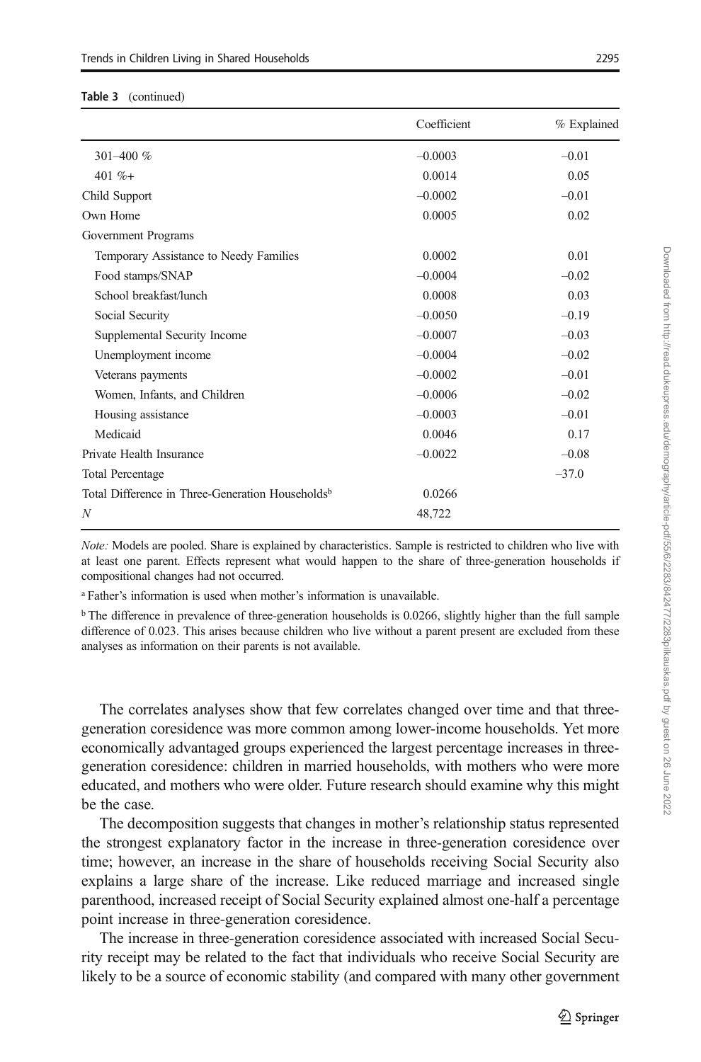**Table 3** (continued)

| | Coefficient | % Explained |
|---|---|---|
| 301–400 % | −0.0003 | −0.01 |
| 401 %+ | 0.0014 | 0.05 |
| Child Support | −0.0002 | −0.01 |
| Own Home | 0.0005 | 0.02 |
| Government Programs | | |
| Temporary Assistance to Needy Families | 0.0002 | 0.01 |
| Food stamps/SNAP | −0.0004 | −0.02 |
| School breakfast/lunch | 0.0008 | 0.03 |
| Social Security | −0.0050 | −0.19 |
| Supplemental Security Income | −0.0007 | −0.03 |
| Unemployment income | −0.0004 | −0.02 |
| Veterans payments | −0.0002 | −0.01 |
| Women, Infants, and Children | −0.0006 | −0.02 |
| Housing assistance | −0.0003 | −0.01 |
| Medicaid | 0.0046 | 0.17 |
| Private Health Insurance | −0.0022 | −0.08 |
| Total Percentage | | −37.0 |
| Total Difference in Three-Generation Households[b] | 0.0266 | |
| *N* | 48,722 | |

*Note:* Models are pooled. Share is explained by characteristics. Sample is restricted to children who live with at least one parent. Effects represent what would happen to the share of three-generation households if compositional changes had not occurred.

[a] Father's information is used when mother's information is unavailable.

[b] The difference in prevalence of three-generation households is 0.0266, slightly higher than the full sample difference of 0.023. This arises because children who live without a parent present are excluded from these analyses as information on their parents is not available.

The correlates analyses show that few correlates changed over time and that three-generation coresidence was more common among lower-income households. Yet more economically advantaged groups experienced the largest percentage increases in three-generation coresidence: children in married households, with mothers who were more educated, and mothers who were older. Future research should examine why this might be the case.

The decomposition suggests that changes in mother's relationship status represented the strongest explanatory factor in the increase in three-generation coresidence over time; however, an increase in the share of households receiving Social Security also explains a large share of the increase. Like reduced marriage and increased single parenthood, increased receipt of Social Security explained almost one-half a percentage point increase in three-generation coresidence.

The increase in three-generation coresidence associated with increased Social Security receipt may be related to the fact that individuals who receive Social Security are likely to be a source of economic stability (and compared with many other government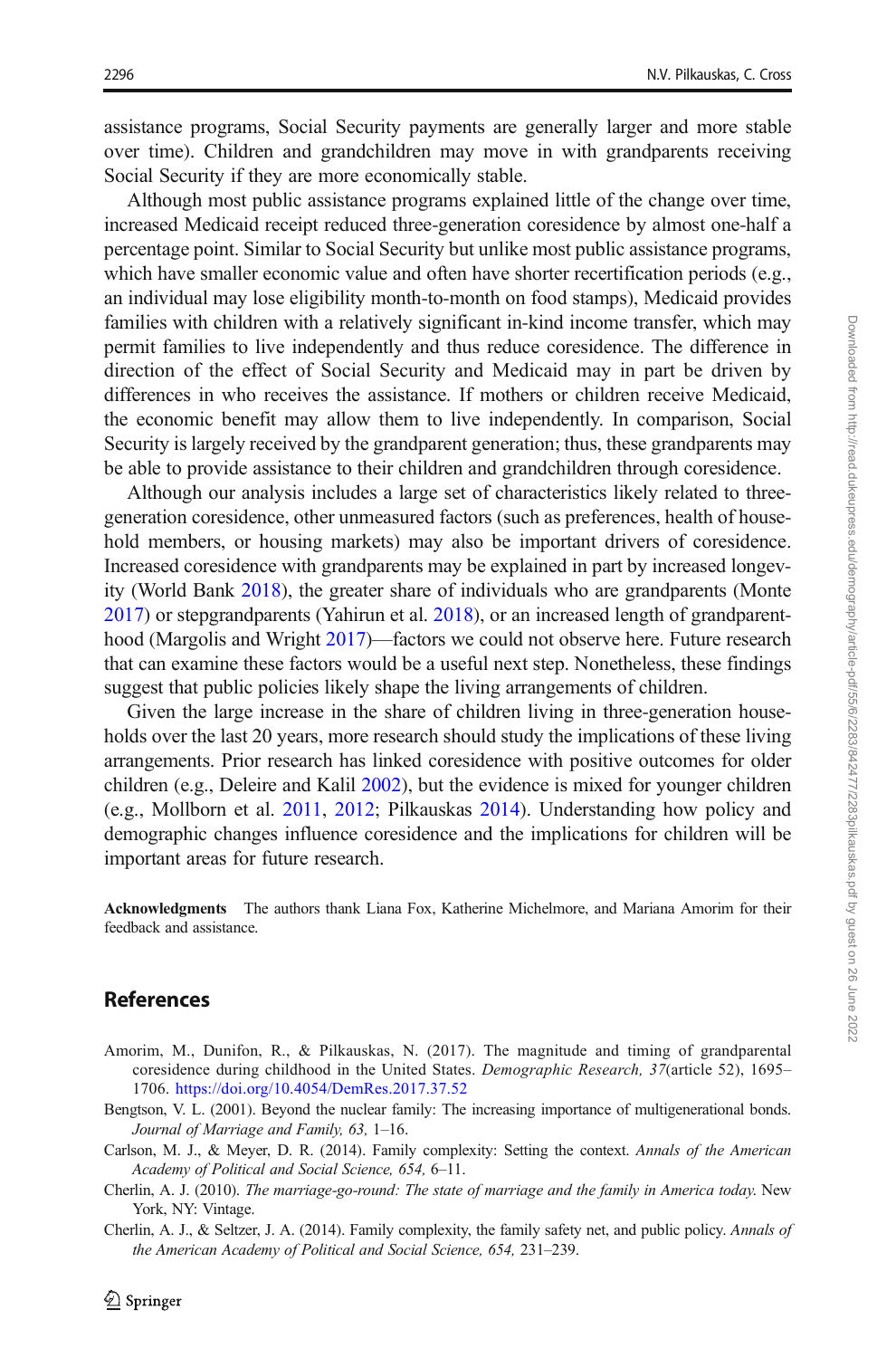assistance programs, Social Security payments are generally larger and more stable over time). Children and grandchildren may move in with grandparents receiving Social Security if they are more economically stable.

Although most public assistance programs explained little of the change over time, increased Medicaid receipt reduced three-generation coresidence by almost one-half a percentage point. Similar to Social Security but unlike most public assistance programs, which have smaller economic value and often have shorter recertification periods (e.g., an individual may lose eligibility month-to-month on food stamps), Medicaid provides families with children with a relatively significant in-kind income transfer, which may permit families to live independently and thus reduce coresidence. The difference in direction of the effect of Social Security and Medicaid may in part be driven by differences in who receives the assistance. If mothers or children receive Medicaid, the economic benefit may allow them to live independently. In comparison, Social Security is largely received by the grandparent generation; thus, these grandparents may be able to provide assistance to their children and grandchildren through coresidence.

Although our analysis includes a large set of characteristics likely related to three-generation coresidence, other unmeasured factors (such as preferences, health of household members, or housing markets) may also be important drivers of coresidence. Increased coresidence with grandparents may be explained in part by increased longevity (World Bank 2018), the greater share of individuals who are grandparents (Monte 2017) or stepgrandparents (Yahirun et al. 2018), or an increased length of grandparenthood (Margolis and Wright 2017)—factors we could not observe here. Future research that can examine these factors would be a useful next step. Nonetheless, these findings suggest that public policies likely shape the living arrangements of children.

Given the large increase in the share of children living in three-generation households over the last 20 years, more research should study the implications of these living arrangements. Prior research has linked coresidence with positive outcomes for older children (e.g., Deleire and Kalil 2002), but the evidence is mixed for younger children (e.g., Mollborn et al. 2011, 2012; Pilkauskas 2014). Understanding how policy and demographic changes influence coresidence and the implications for children will be important areas for future research.

**Acknowledgments** The authors thank Liana Fox, Katherine Michelmore, and Mariana Amorim for their feedback and assistance.

## References

Amorim, M., Dunifon, R., & Pilkauskas, N. (2017). The magnitude and timing of grandparental coresidence during childhood in the United States. *Demographic Research, 37*(article 52), 1695–1706. https://doi.org/10.4054/DemRes.2017.37.52

Bengtson, V. L. (2001). Beyond the nuclear family: The increasing importance of multigenerational bonds. *Journal of Marriage and Family, 63,* 1–16.

Carlson, M. J., & Meyer, D. R. (2014). Family complexity: Setting the context. *Annals of the American Academy of Political and Social Science, 654,* 6–11.

Cherlin, A. J. (2010). *The marriage-go-round: The state of marriage and the family in America today.* New York, NY: Vintage.

Cherlin, A. J., & Seltzer, J. A. (2014). Family complexity, the family safety net, and public policy. *Annals of the American Academy of Political and Social Science, 654,* 231–239.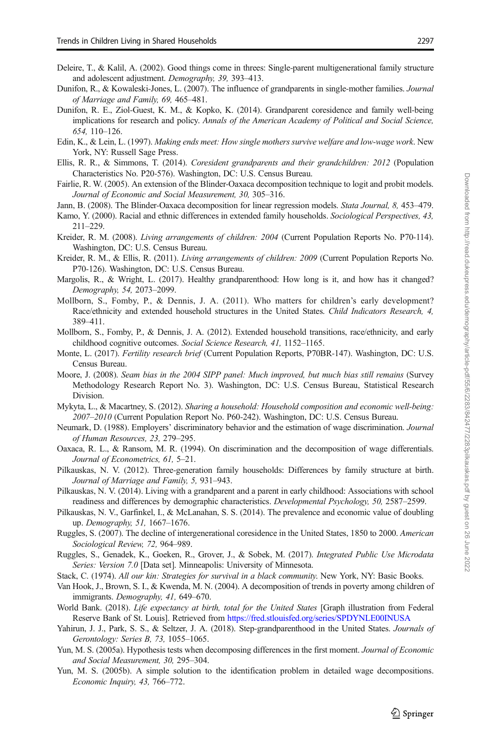Deleire, T., & Kalil, A. (2002). Good things come in threes: Single-parent multigenerational family structure and adolescent adjustment. *Demography, 39,* 393–413.

Dunifon, R., & Kowaleski-Jones, L. (2007). The influence of grandparents in single-mother families. *Journal of Marriage and Family, 69,* 465–481.

Dunifon, R. E., Ziol-Guest, K. M., & Kopko, K. (2014). Grandparent coresidence and family well-being implications for research and policy. *Annals of the American Academy of Political and Social Science, 654,* 110–126.

Edin, K., & Lein, L. (1997). *Making ends meet: How single mothers survive welfare and low-wage work*. New York, NY: Russell Sage Press.

Ellis, R. R., & Simmons, T. (2014). *Coresident grandparents and their grandchildren: 2012* (Population Characteristics No. P20-576). Washington, DC: U.S. Census Bureau.

Fairlie, R. W. (2005). An extension of the Blinder-Oaxaca decomposition technique to logit and probit models. *Journal of Economic and Social Measurement, 30,* 305–316.

Jann, B. (2008). The Blinder-Oaxaca decomposition for linear regression models. *Stata Journal, 8,* 453–479.

Kamo, Y. (2000). Racial and ethnic differences in extended family households. *Sociological Perspectives, 43,* 211–229.

Kreider, R. M. (2008). *Living arrangements of children: 2004* (Current Population Reports No. P70-114). Washington, DC: U.S. Census Bureau.

Kreider, R. M., & Ellis, R. (2011). *Living arrangements of children: 2009* (Current Population Reports No. P70-126). Washington, DC: U.S. Census Bureau.

Margolis, R., & Wright, L. (2017). Healthy grandparenthood: How long is it, and how has it changed? *Demography, 54,* 2073–2099.

Mollborn, S., Fomby, P., & Dennis, J. A. (2011). Who matters for children's early development? Race/ethnicity and extended household structures in the United States. *Child Indicators Research, 4,* 389–411.

Mollborn, S., Fomby, P., & Dennis, J. A. (2012). Extended household transitions, race/ethnicity, and early childhood cognitive outcomes. *Social Science Research, 41,* 1152–1165.

Monte, L. (2017). *Fertility research brief* (Current Population Reports, P70BR-147). Washington, DC: U.S. Census Bureau.

Moore, J. (2008). *Seam bias in the 2004 SIPP panel: Much improved, but much bias still remains* (Survey Methodology Research Report No. 3). Washington, DC: U.S. Census Bureau, Statistical Research Division.

Mykyta, L., & Macartney, S. (2012). *Sharing a household: Household composition and economic well-being: 2007–2010* (Current Population Report No. P60-242). Washington, DC: U.S. Census Bureau.

Neumark, D. (1988). Employers' discriminatory behavior and the estimation of wage discrimination. *Journal of Human Resources, 23,* 279–295.

Oaxaca, R. L., & Ransom, M. R. (1994). On discrimination and the decomposition of wage differentials. *Journal of Econometrics, 61,* 5–21.

Pilkauskas, N. V. (2012). Three-generation family households: Differences by family structure at birth. *Journal of Marriage and Family, 5,* 931–943.

Pilkauskas, N. V. (2014). Living with a grandparent and a parent in early childhood: Associations with school readiness and differences by demographic characteristics. *Developmental Psychology, 50,* 2587–2599.

Pilkauskas, N. V., Garfinkel, I., & McLanahan, S. S. (2014). The prevalence and economic value of doubling up. *Demography, 51,* 1667–1676.

Ruggles, S. (2007). The decline of intergenerational coresidence in the United States, 1850 to 2000. *American Sociological Review, 72,* 964–989.

Ruggles, S., Genadek, K., Goeken, R., Grover, J., & Sobek, M. (2017). *Integrated Public Use Microdata Series: Version 7.0* [Data set]. Minneapolis: University of Minnesota.

Stack, C. (1974). *All our kin: Strategies for survival in a black community*. New York, NY: Basic Books.

Van Hook, J., Brown, S. I., & Kwenda, M. N. (2004). A decomposition of trends in poverty among children of immigrants. *Demography, 41,* 649–670.

World Bank. (2018). *Life expectancy at birth, total for the United States* [Graph illustration from Federal Reserve Bank of St. Louis]. Retrieved from https://fred.stlouisfed.org/series/SPDYNLE00INUSA

Yahirun, J. J., Park, S. S., & Seltzer, J. A. (2018). Step-grandparenthood in the United States. *Journals of Gerontology: Series B, 73,* 1055–1065.

Yun, M. S. (2005a). Hypothesis tests when decomposing differences in the first moment. *Journal of Economic and Social Measurement, 30,* 295–304.

Yun, M. S. (2005b). A simple solution to the identification problem in detailed wage decompositions. *Economic Inquiry, 43,* 766–772.